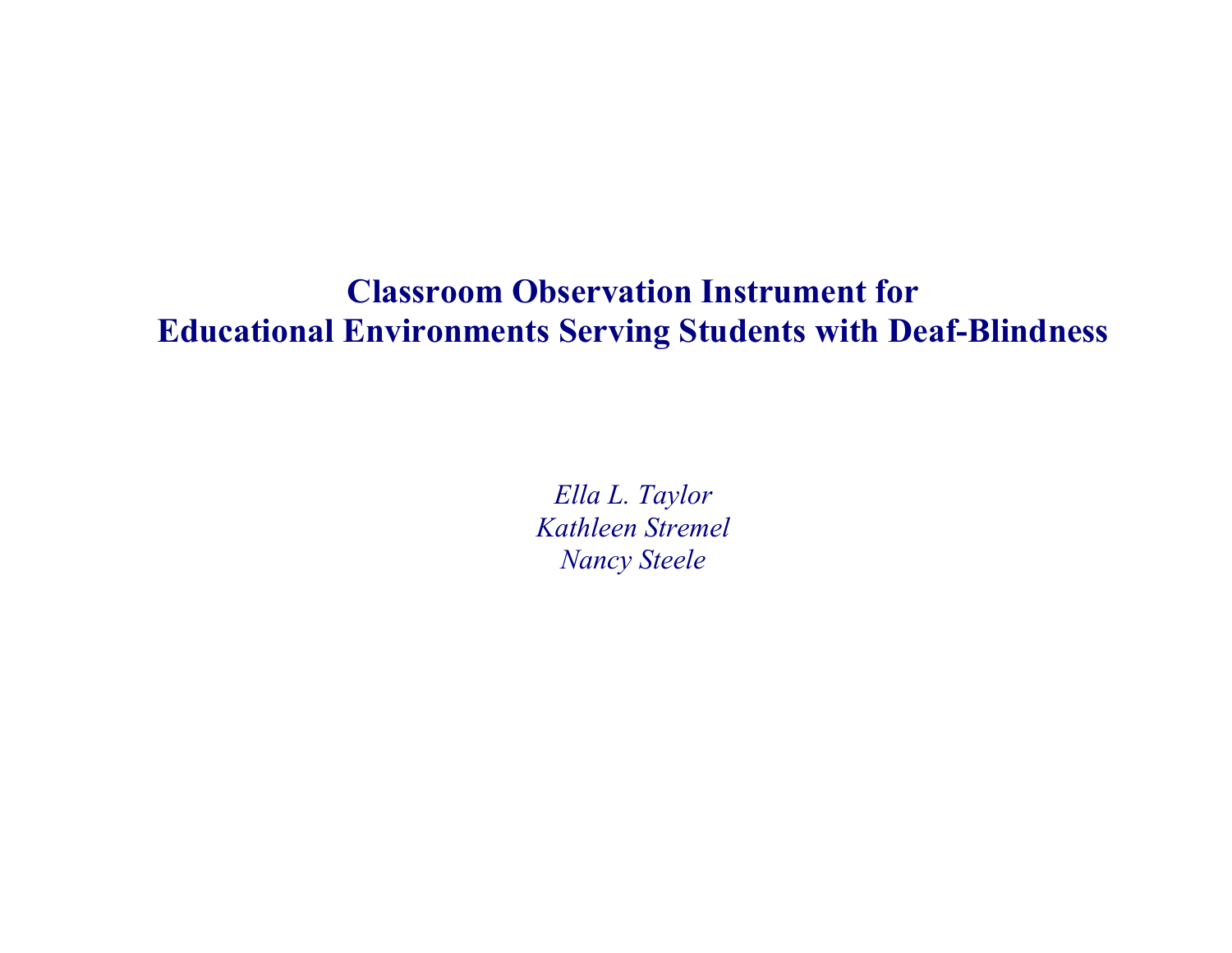# Classroom Observation Instrument for Educational Environments Serving Students with Deaf-Blindness

*Ella L. Taylor*
*Kathleen Stremel*
*Nancy Steele*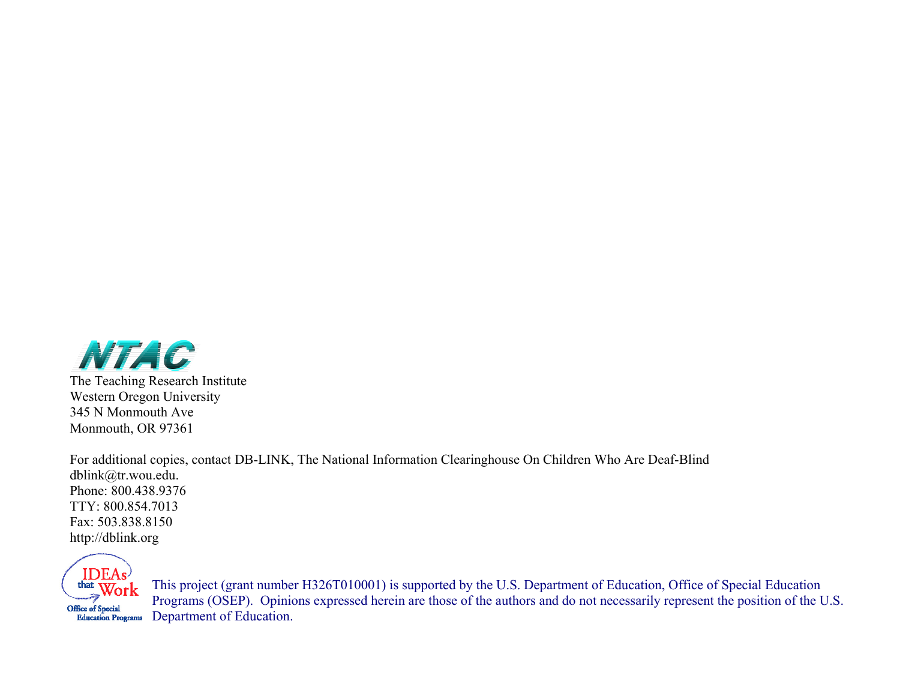NTAC

The Teaching Research Institute
Western Oregon University
345 N Monmouth Ave
Monmouth, OR 97361

For additional copies, contact DB-LINK, The National Information Clearinghouse On Children Who Are Deaf-Blind
dblink@tr.wou.edu.
Phone: 800.438.9376
TTY: 800.854.7013
Fax: 503.838.8150
http://dblink.org

IDEAs that Work
Office of Special Education Programs

This project (grant number H326T010001) is supported by the U.S. Department of Education, Office of Special Education Programs (OSEP). Opinions expressed herein are those of the authors and do not necessarily represent the position of the U.S. Department of Education.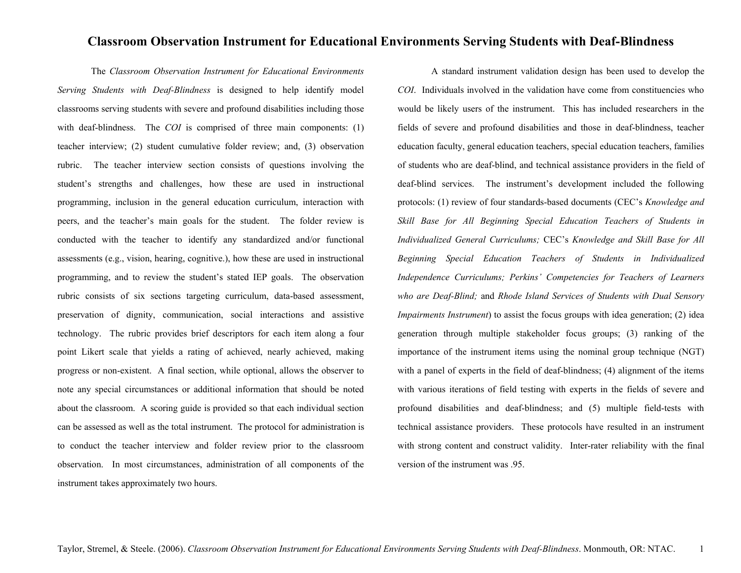# Classroom Observation Instrument for Educational Environments Serving Students with Deaf-Blindness

The *Classroom Observation Instrument for Educational Environments Serving Students with Deaf-Blindness* is designed to help identify model classrooms serving students with severe and profound disabilities including those with deaf-blindness. The *COI* is comprised of three main components: (1) teacher interview; (2) student cumulative folder review; and, (3) observation rubric. The teacher interview section consists of questions involving the student's strengths and challenges, how these are used in instructional programming, inclusion in the general education curriculum, interaction with peers, and the teacher's main goals for the student. The folder review is conducted with the teacher to identify any standardized and/or functional assessments (e.g., vision, hearing, cognitive.), how these are used in instructional programming, and to review the student's stated IEP goals. The observation rubric consists of six sections targeting curriculum, data-based assessment, preservation of dignity, communication, social interactions and assistive technology. The rubric provides brief descriptors for each item along a four point Likert scale that yields a rating of achieved, nearly achieved, making progress or non-existent. A final section, while optional, allows the observer to note any special circumstances or additional information that should be noted about the classroom. A scoring guide is provided so that each individual section can be assessed as well as the total instrument. The protocol for administration is to conduct the teacher interview and folder review prior to the classroom observation. In most circumstances, administration of all components of the instrument takes approximately two hours.

A standard instrument validation design has been used to develop the *COI*. Individuals involved in the validation have come from constituencies who would be likely users of the instrument. This has included researchers in the fields of severe and profound disabilities and those in deaf-blindness, teacher education faculty, general education teachers, special education teachers, families of students who are deaf-blind, and technical assistance providers in the field of deaf-blind services. The instrument's development included the following protocols: (1) review of four standards-based documents (CEC's *Knowledge and Skill Base for All Beginning Special Education Teachers of Students in Individualized General Curriculums;* CEC's *Knowledge and Skill Base for All Beginning Special Education Teachers of Students in Individualized Independence Curriculums; Perkins' Competencies for Teachers of Learners who are Deaf-Blind;* and *Rhode Island Services of Students with Dual Sensory Impairments Instrument*) to assist the focus groups with idea generation; (2) idea generation through multiple stakeholder focus groups; (3) ranking of the importance of the instrument items using the nominal group technique (NGT) with a panel of experts in the field of deaf-blindness; (4) alignment of the items with various iterations of field testing with experts in the fields of severe and profound disabilities and deaf-blindness; and (5) multiple field-tests with technical assistance providers. These protocols have resulted in an instrument with strong content and construct validity. Inter-rater reliability with the final version of the instrument was .95.

Taylor, Stremel, & Steele. (2006). *Classroom Observation Instrument for Educational Environments Serving Students with Deaf-Blindness*. Monmouth, OR: NTAC.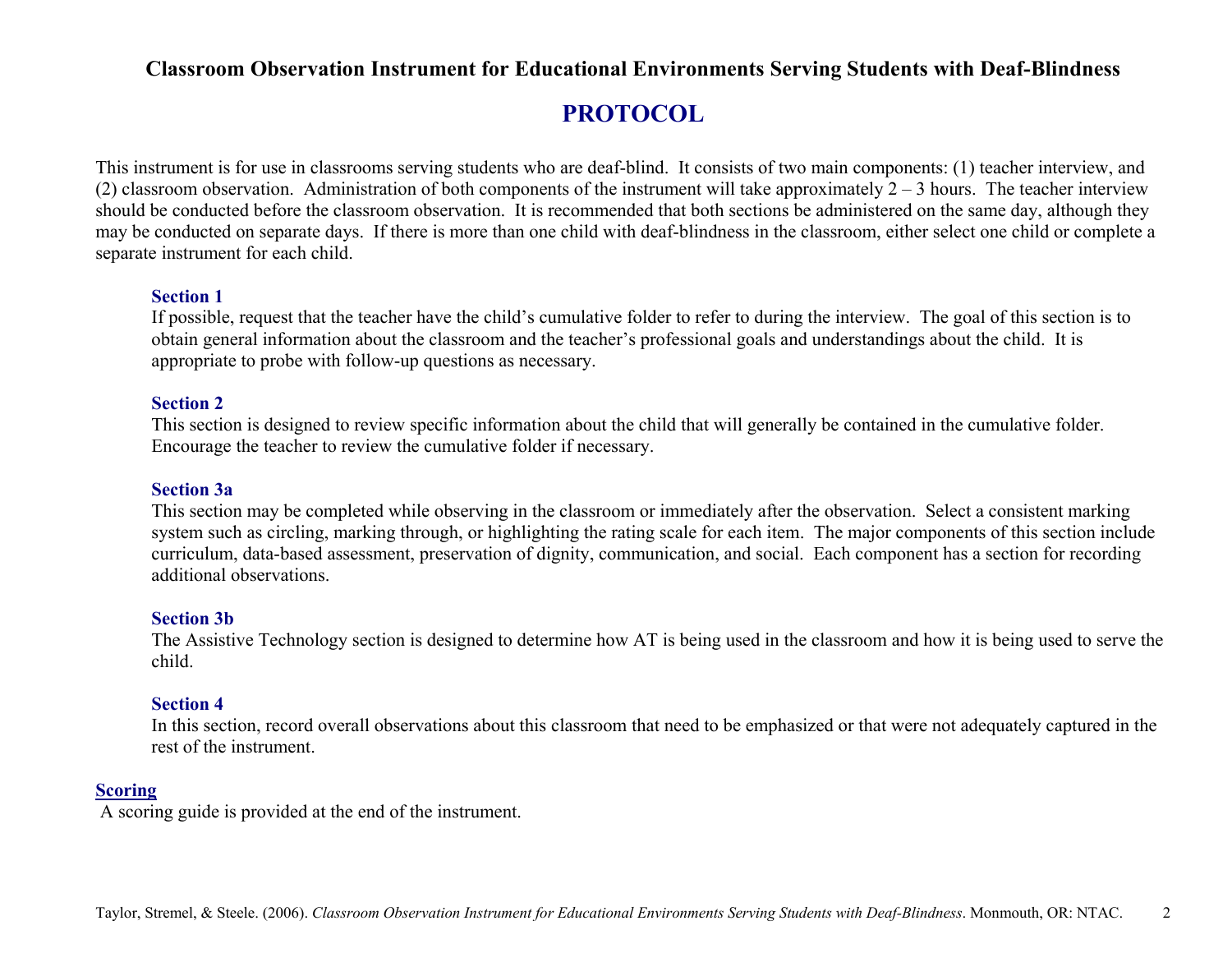## Classroom Observation Instrument for Educational Environments Serving Students with Deaf-Blindness

# PROTOCOL

This instrument is for use in classrooms serving students who are deaf-blind. It consists of two main components: (1) teacher interview, and (2) classroom observation. Administration of both components of the instrument will take approximately 2 – 3 hours. The teacher interview should be conducted before the classroom observation. It is recommended that both sections be administered on the same day, although they may be conducted on separate days. If there is more than one child with deaf-blindness in the classroom, either select one child or complete a separate instrument for each child.

### Section 1

If possible, request that the teacher have the child's cumulative folder to refer to during the interview. The goal of this section is to obtain general information about the classroom and the teacher's professional goals and understandings about the child. It is appropriate to probe with follow-up questions as necessary.

### Section 2

This section is designed to review specific information about the child that will generally be contained in the cumulative folder. Encourage the teacher to review the cumulative folder if necessary.

### Section 3a

This section may be completed while observing in the classroom or immediately after the observation. Select a consistent marking system such as circling, marking through, or highlighting the rating scale for each item. The major components of this section include curriculum, data-based assessment, preservation of dignity, communication, and social. Each component has a section for recording additional observations.

### Section 3b

The Assistive Technology section is designed to determine how AT is being used in the classroom and how it is being used to serve the child.

### Section 4

In this section, record overall observations about this classroom that need to be emphasized or that were not adequately captured in the rest of the instrument.

### Scoring

A scoring guide is provided at the end of the instrument.

Taylor, Stremel, & Steele. (2006). *Classroom Observation Instrument for Educational Environments Serving Students with Deaf-Blindness*. Monmouth, OR: NTAC.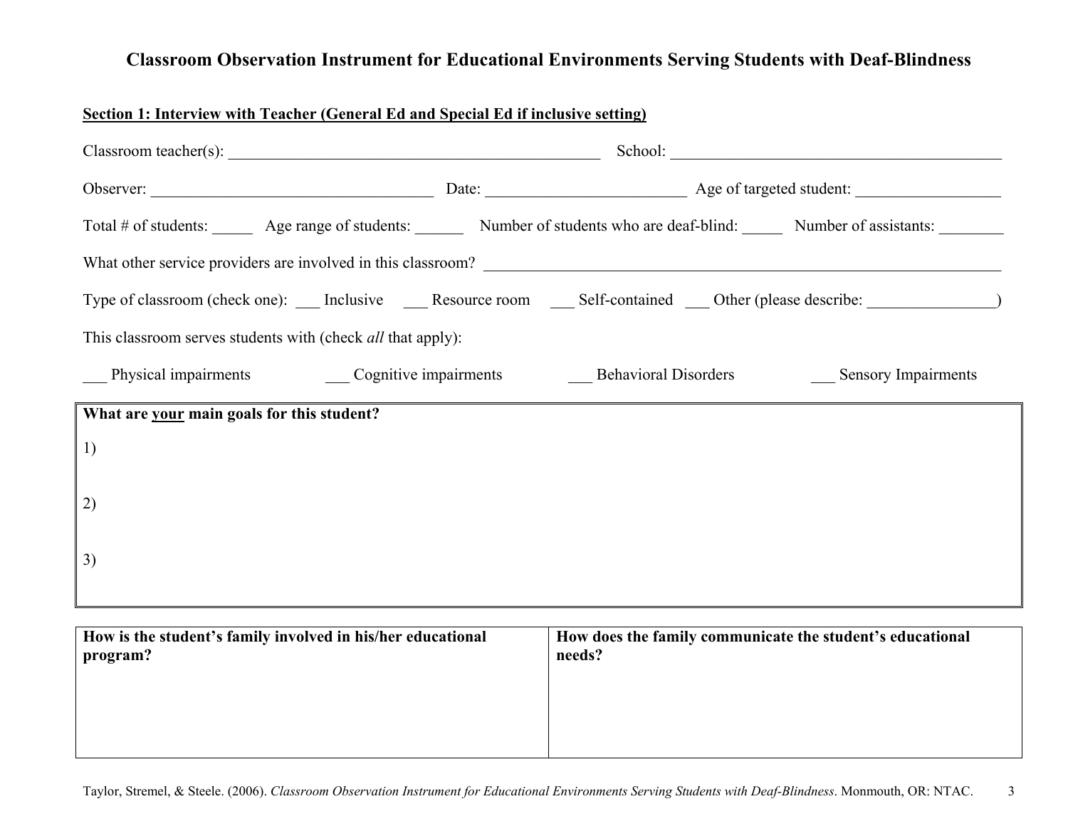# Classroom Observation Instrument for Educational Environments Serving Students with Deaf-Blindness

**Section 1: Interview with Teacher (General Ed and Special Ed if inclusive setting)**

Classroom teacher(s): _______________________________________________ School: __________________________________________

Observer: ___________________________________ Date: ________________________ Age of targeted student: _________________

Total # of students: _____ Age range of students: ______ Number of students who are deaf-blind: _____ Number of assistants: ________

What other service providers are involved in this classroom? ________________________________________________________________

Type of classroom (check one): ___ Inclusive ___ Resource room ___ Self-contained ___ Other (please describe: ________________)

This classroom serves students with (check *all* that apply):

___ Physical impairments ___ Cognitive impairments ___ Behavioral Disorders ___ Sensory Impairments

| **What are <u>your</u> main goals for this student?** |
|---|
| 1) |
| 2) |
| 3) |

| **How is the student's family involved in his/her educational program?** | **How does the family communicate the student's educational needs?** |
|---|---|
| | |

Taylor, Stremel, & Steele. (2006). *Classroom Observation Instrument for Educational Environments Serving Students with Deaf-Blindness*. Monmouth, OR: NTAC.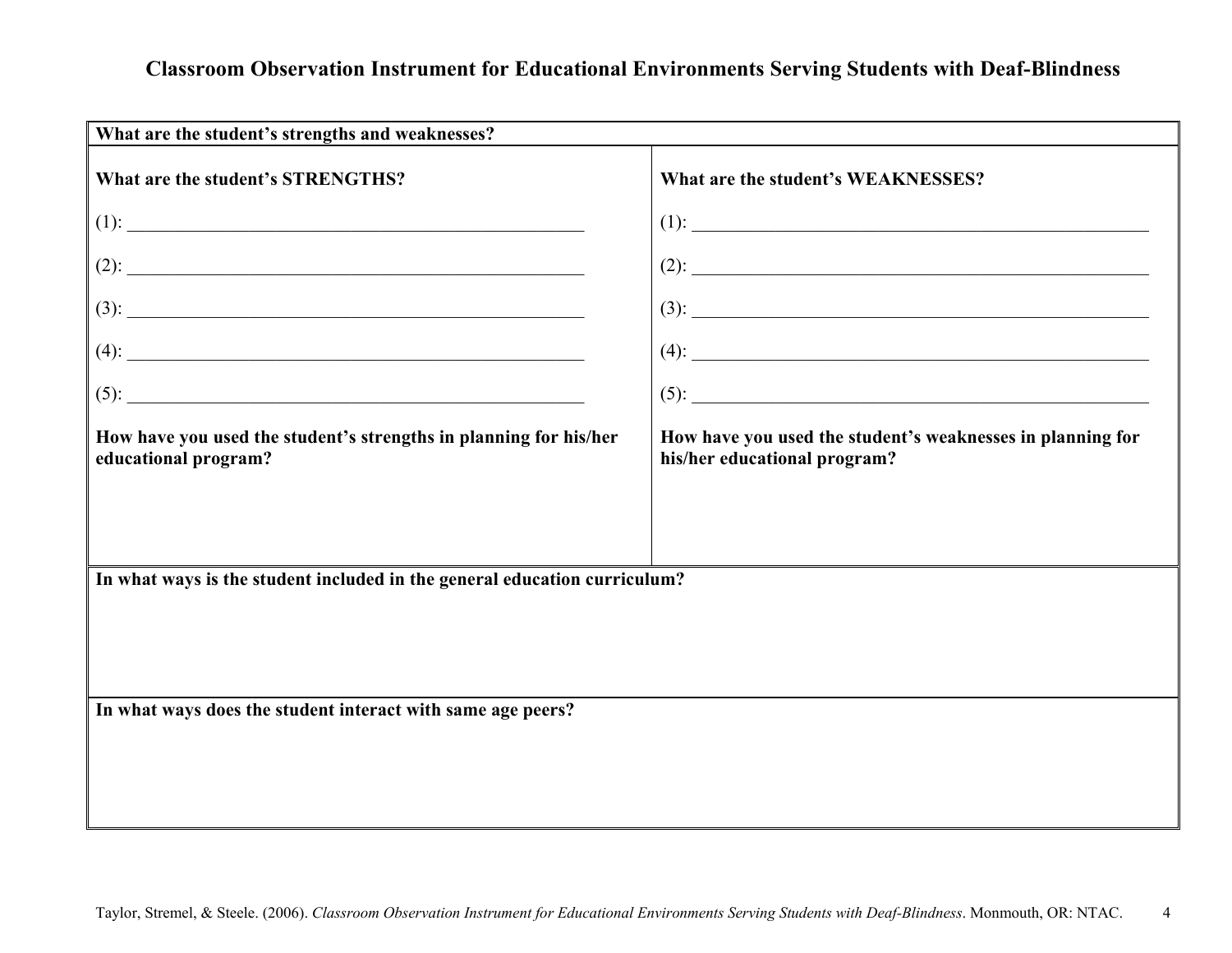## Classroom Observation Instrument for Educational Environments Serving Students with Deaf-Blindness

| **What are the student's strengths and weaknesses?** | |
|---|---|
| **What are the student's STRENGTHS?** | **What are the student's WEAKNESSES?** |
| (1): ____________________ | (1): ____________________ |
| (2): ____________________ | (2): ____________________ |
| (3): ____________________ | (3): ____________________ |
| (4): ____________________ | (4): ____________________ |
| (5): ____________________ | (5): ____________________ |
| **How have you used the student's strengths in planning for his/her educational program?** | **How have you used the student's weaknesses in planning for his/her educational program?** |
| **In what ways is the student included in the general education curriculum?** | |
| **In what ways does the student interact with same age peers?** | |

Taylor, Stremel, & Steele. (2006). *Classroom Observation Instrument for Educational Environments Serving Students with Deaf-Blindness*. Monmouth, OR: NTAC.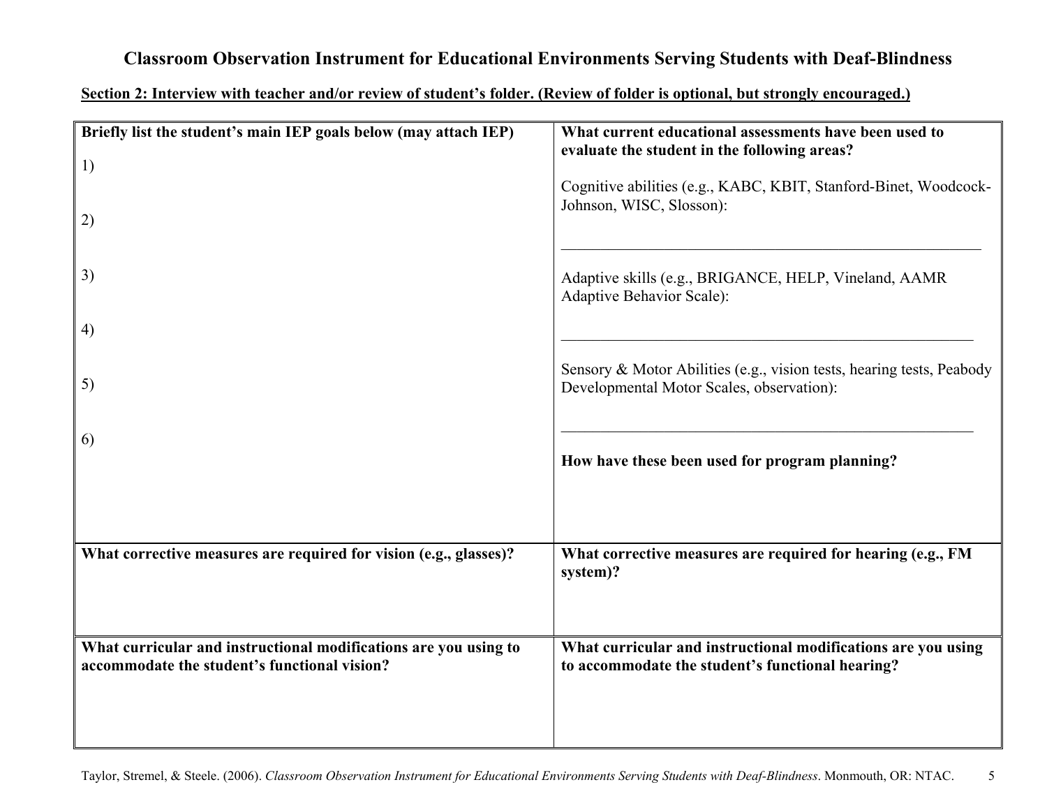# Classroom Observation Instrument for Educational Environments Serving Students with Deaf-Blindness

**Section 2: Interview with teacher and/or review of student's folder. (Review of folder is optional, but strongly encouraged.)**

| **Briefly list the student's main IEP goals below (may attach IEP)**<br><br>1)<br><br>2)<br><br>3)<br><br>4)<br><br>5)<br><br>6) | **What current educational assessments have been used to evaluate the student in the following areas?**<br><br>Cognitive abilities (e.g., KABC, KBIT, Stanford-Binet, Woodcock-Johnson, WISC, Slosson):<br><br>\_\_\_\_\_\_\_\_\_\_\_\_\_\_\_\_\_\_\_\_\_\_\_\_\_\_\_\_\_\_\_\_\_\_\_\_\_\_\_\_<br><br>Adaptive skills (e.g., BRIGANCE, HELP, Vineland, AAMR Adaptive Behavior Scale):<br><br>\_\_\_\_\_\_\_\_\_\_\_\_\_\_\_\_\_\_\_\_\_\_\_\_\_\_\_\_\_\_\_\_\_\_\_\_\_\_\_\_<br><br>Sensory & Motor Abilities (e.g., vision tests, hearing tests, Peabody Developmental Motor Scales, observation):<br><br>\_\_\_\_\_\_\_\_\_\_\_\_\_\_\_\_\_\_\_\_\_\_\_\_\_\_\_\_\_\_\_\_\_\_\_\_\_\_\_\_<br><br>**How have these been used for program planning?** |
|---|---|
| **What corrective measures are required for vision (e.g., glasses)?** | **What corrective measures are required for hearing (e.g., FM system)?** |
| **What curricular and instructional modifications are you using to accommodate the student's functional vision?** | **What curricular and instructional modifications are you using to accommodate the student's functional hearing?** |

Taylor, Stremel, & Steele. (2006). *Classroom Observation Instrument for Educational Environments Serving Students with Deaf-Blindness*. Monmouth, OR: NTAC.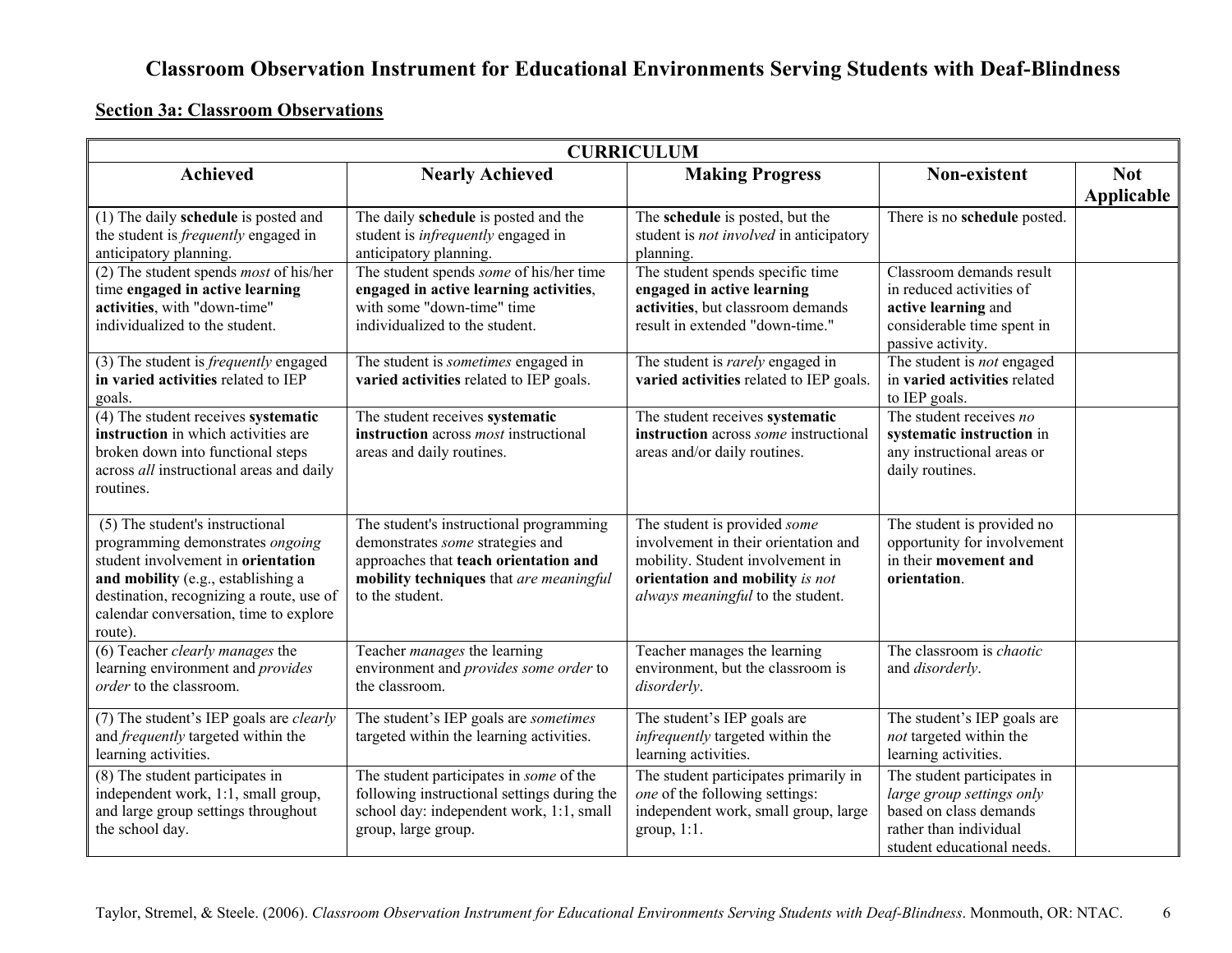# Classroom Observation Instrument for Educational Environments Serving Students with Deaf-Blindness

## Section 3a: Classroom Observations

| CURRICULUM | | | | |
|---|---|---|---|---|
| **Achieved** | **Nearly Achieved** | **Making Progress** | **Non-existent** | **Not Applicable** |
| (1) The daily **schedule** is posted and the student is *frequently* engaged in anticipatory planning. | The daily **schedule** is posted and the student is *infrequently* engaged in anticipatory planning. | The **schedule** is posted, but the student is *not involved* in anticipatory planning. | There is no **schedule** posted. | |
| (2) The student spends *most* of his/her time **engaged in active learning activities**, with "down-time" individualized to the student. | The student spends *some* of his/her time **engaged in active learning activities**, with some "down-time" time individualized to the student. | The student spends specific time **engaged in active learning activities**, but classroom demands result in extended "down-time." | Classroom demands result in reduced activities of **active learning** and considerable time spent in passive activity. | |
| (3) The student is *frequently* engaged **in varied activities** related to IEP goals. | The student is *sometimes* engaged in **varied activities** related to IEP goals. | The student is *rarely* engaged in **varied activities** related to IEP goals. | The student is *not* engaged in **varied activities** related to IEP goals. | |
| (4) The student receives **systematic instruction** in which activities are broken down into functional steps across *all* instructional areas and daily routines. | The student receives **systematic instruction** across *most* instructional areas and daily routines. | The student receives **systematic instruction** across *some* instructional areas and/or daily routines. | The student receives *no* **systematic instruction** in any instructional areas or daily routines. | |
| (5) The student's instructional programming demonstrates *ongoing* student involvement in **orientation and mobility** (e.g., establishing a destination, recognizing a route, use of calendar conversation, time to explore route). | The student's instructional programming demonstrates *some* strategies and approaches that **teach orientation and mobility techniques** that *are meaningful* to the student. | The student is provided *some* involvement in their orientation and mobility. Student involvement in **orientation and mobility** *is not always meaningful* to the student. | The student is provided no opportunity for involvement in their **movement and orientation**. | |
| (6) Teacher *clearly manages* the learning environment and *provides order* to the classroom. | Teacher *manages* the learning environment and *provides some order* to the classroom. | Teacher manages the learning environment, but the classroom is *disorderly*. | The classroom is *chaotic* and *disorderly*. | |
| (7) The student's IEP goals are *clearly* and *frequently* targeted within the learning activities. | The student's IEP goals are *sometimes* targeted within the learning activities. | The student's IEP goals are *infrequently* targeted within the learning activities. | The student's IEP goals are *not* targeted within the learning activities. | |
| (8) The student participates in independent work, 1:1, small group, and large group settings throughout the school day. | The student participates in *some* of the following instructional settings during the school day: independent work, 1:1, small group, large group. | The student participates primarily in *one* of the following settings: independent work, small group, large group, 1:1. | The student participates in *large group settings only* based on class demands rather than individual student educational needs. | |

Taylor, Stremel, & Steele. (2006). *Classroom Observation Instrument for Educational Environments Serving Students with Deaf-Blindness*. Monmouth, OR: NTAC.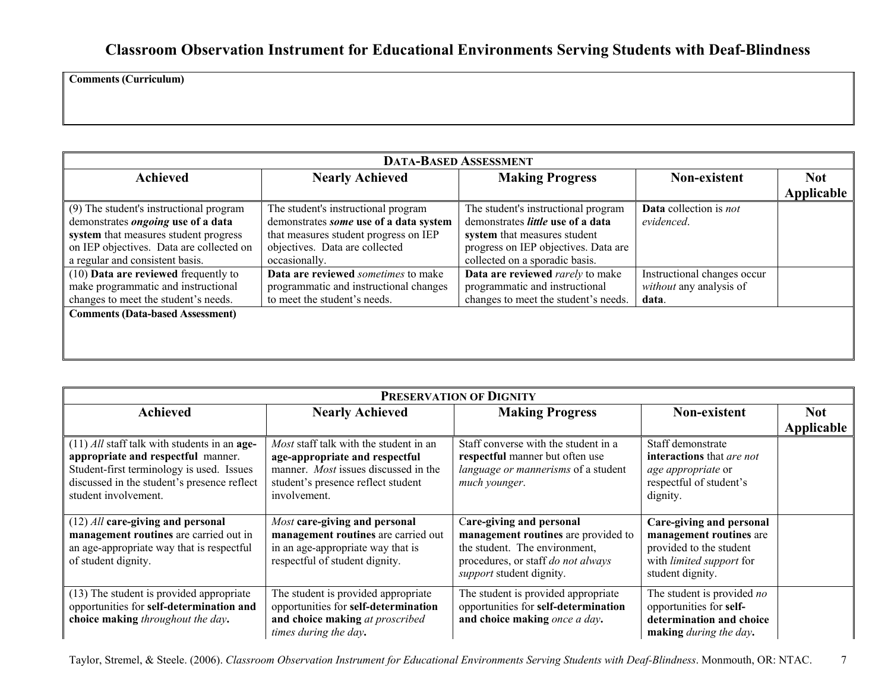# Classroom Observation Instrument for Educational Environments Serving Students with Deaf-Blindness

**Comments (Curriculum)**

| DATA-BASED ASSESSMENT | | | | |
|---|---|---|---|---|
| **Achieved** | **Nearly Achieved** | **Making Progress** | **Non-existent** | **Not Applicable** |
| (9) The student's instructional program demonstrates ***ongoing* use of a data system** that measures student progress on IEP objectives. Data are collected on a regular and consistent basis. | The student's instructional program demonstrates ***some* use of a data system** that measures student progress on IEP objectives. Data are collected occasionally. | The student's instructional program demonstrates ***little* use of a data system** that measures student progress on IEP objectives. Data are collected on a sporadic basis. | **Data** collection is *not evidenced*. | |
| (10) **Data are reviewed** frequently to make programmatic and instructional changes to meet the student's needs. | **Data are reviewed** *sometimes* to make programmatic and instructional changes to meet the student's needs. | **Data are reviewed** *rarely* to make programmatic and instructional changes to meet the student's needs. | Instructional changes occur *without* any analysis of **data**. | |
| **Comments (Data-based Assessment)** | | | | |

| PRESERVATION OF DIGNITY | | | | |
|---|---|---|---|---|
| **Achieved** | **Nearly Achieved** | **Making Progress** | **Non-existent** | **Not Applicable** |
| (11) *All* staff talk with students in an **age-appropriate and respectful** manner. Student-first terminology is used. Issues discussed in the student's presence reflect student involvement. | *Most* staff talk with the student in an **age-appropriate and respectful** manner. *Most* issues discussed in the student's presence reflect student involvement. | Staff converse with the student in a **respectful** manner but often use *language or mannerisms* of a student *much younger*. | Staff demonstrate **interactions** that *are not age appropriate* or respectful of student's dignity. | |
| (12) *All* **care-giving and personal management routines** are carried out in an age-appropriate way that is respectful of student dignity. | *Most* **care-giving and personal management routines** are carried out in an age-appropriate way that is respectful of student dignity. | **Care-giving and personal management routines** are provided to the student. The environment, procedures, or staff *do not always support* student dignity. | **Care-giving and personal management routines** are provided to the student with *limited support* for student dignity. | |
| (13) The student is provided appropriate opportunities for **self-determination and choice making** *throughout the day***.** | The student is provided appropriate opportunities for **self-determination and choice making** *at proscribed times during the day***.** | The student is provided appropriate opportunities for **self-determination and choice making** *once a day***.** | The student is provided *no* opportunities for **self-determination and choice making** *during the day***.** | |

Taylor, Stremel, & Steele. (2006). *Classroom Observation Instrument for Educational Environments Serving Students with Deaf-Blindness*. Monmouth, OR: NTAC.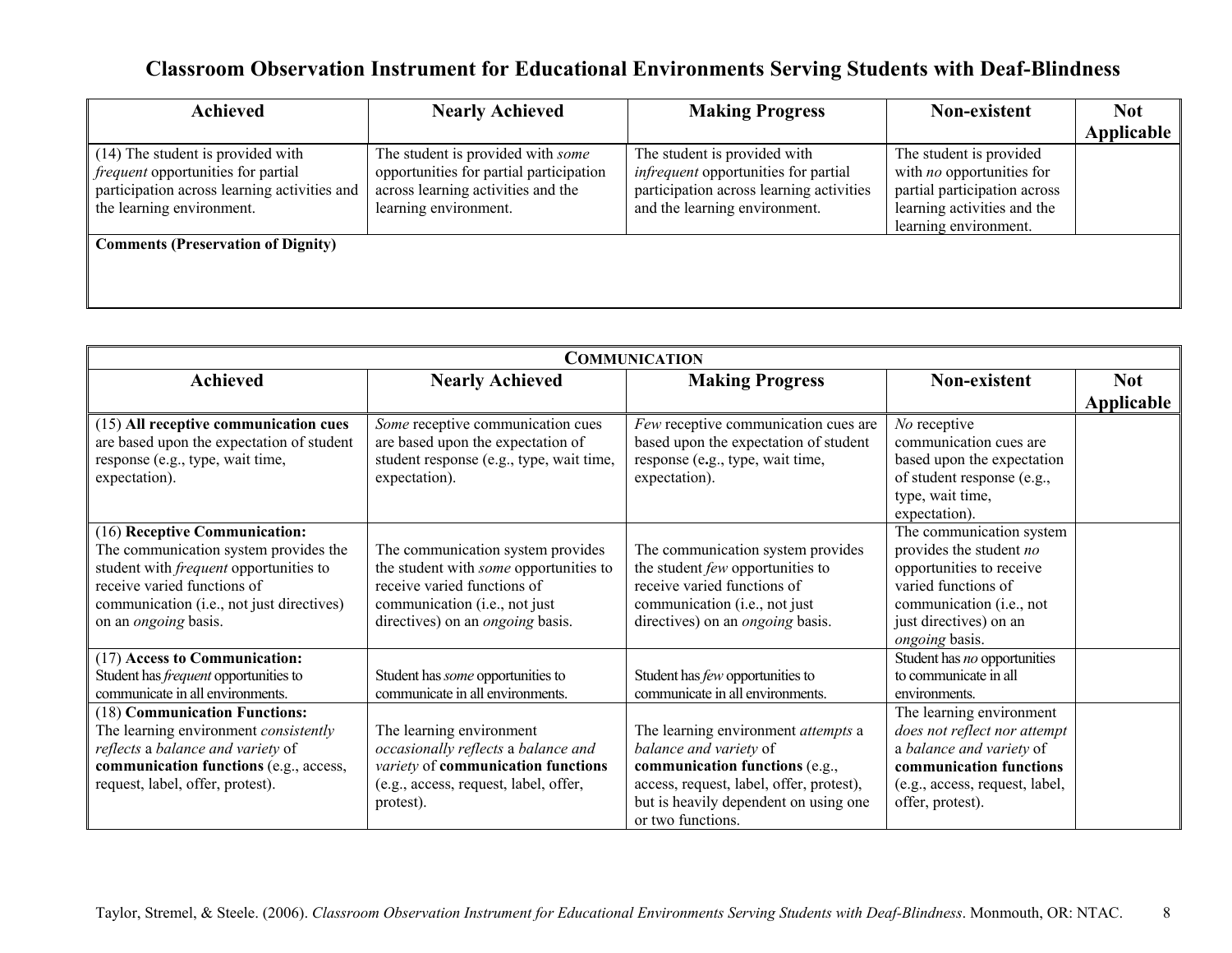# Classroom Observation Instrument for Educational Environments Serving Students with Deaf-Blindness

| Achieved | Nearly Achieved | Making Progress | Non-existent | Not Applicable |
|---|---|---|---|---|
| (14) The student is provided with *frequent* opportunities for partial participation across learning activities and the learning environment. | The student is provided with *some* opportunities for partial participation across learning activities and the learning environment. | The student is provided with *infrequent* opportunities for partial participation across learning activities and the learning environment. | The student is provided with *no* opportunities for partial participation across learning activities and the learning environment. | |
| **Comments (Preservation of Dignity)** | | | | |

| **COMMUNICATION** | | | | |
|---|---|---|---|---|
| **Achieved** | **Nearly Achieved** | **Making Progress** | **Non-existent** | **Not Applicable** |
| (15) **All receptive communication cues** are based upon the expectation of student response (e.g., type, wait time, expectation). | *Some* receptive communication cues are based upon the expectation of student response (e.g., type, wait time, expectation). | *Few* receptive communication cues are based upon the expectation of student response (e.g., type, wait time, expectation). | *No* receptive communication cues are based upon the expectation of student response (e.g., type, wait time, expectation). | |
| (16) **Receptive Communication:** The communication system provides the student with *frequent* opportunities to receive varied functions of communication (i.e., not just directives) on an *ongoing* basis. | The communication system provides the student with *some* opportunities to receive varied functions of communication (i.e., not just directives) on an *ongoing* basis. | The communication system provides the student *few* opportunities to receive varied functions of communication (i.e., not just directives) on an *ongoing* basis. | The communication system provides the student *no* opportunities to receive varied functions of communication (i.e., not just directives) on an *ongoing* basis. | |
| (17) **Access to Communication:** Student has *frequent* opportunities to communicate in all environments. | Student has *some* opportunities to communicate in all environments. | Student has *few* opportunities to communicate in all environments. | Student has *no* opportunities to communicate in all environments. | |
| (18) **Communication Functions:** The learning environment *consistently reflects* a *balance and variety* of **communication functions** (e.g., access, request, label, offer, protest). | The learning environment *occasionally reflects* a *balance and variety* of **communication functions** (e.g., access, request, label, offer, protest). | The learning environment *attempts* a *balance and variety* of **communication functions** (e.g., access, request, label, offer, protest), but is heavily dependent on using one or two functions. | The learning environment *does not reflect nor attempt* a *balance and variety* of **communication functions** (e.g., access, request, label, offer, protest). | |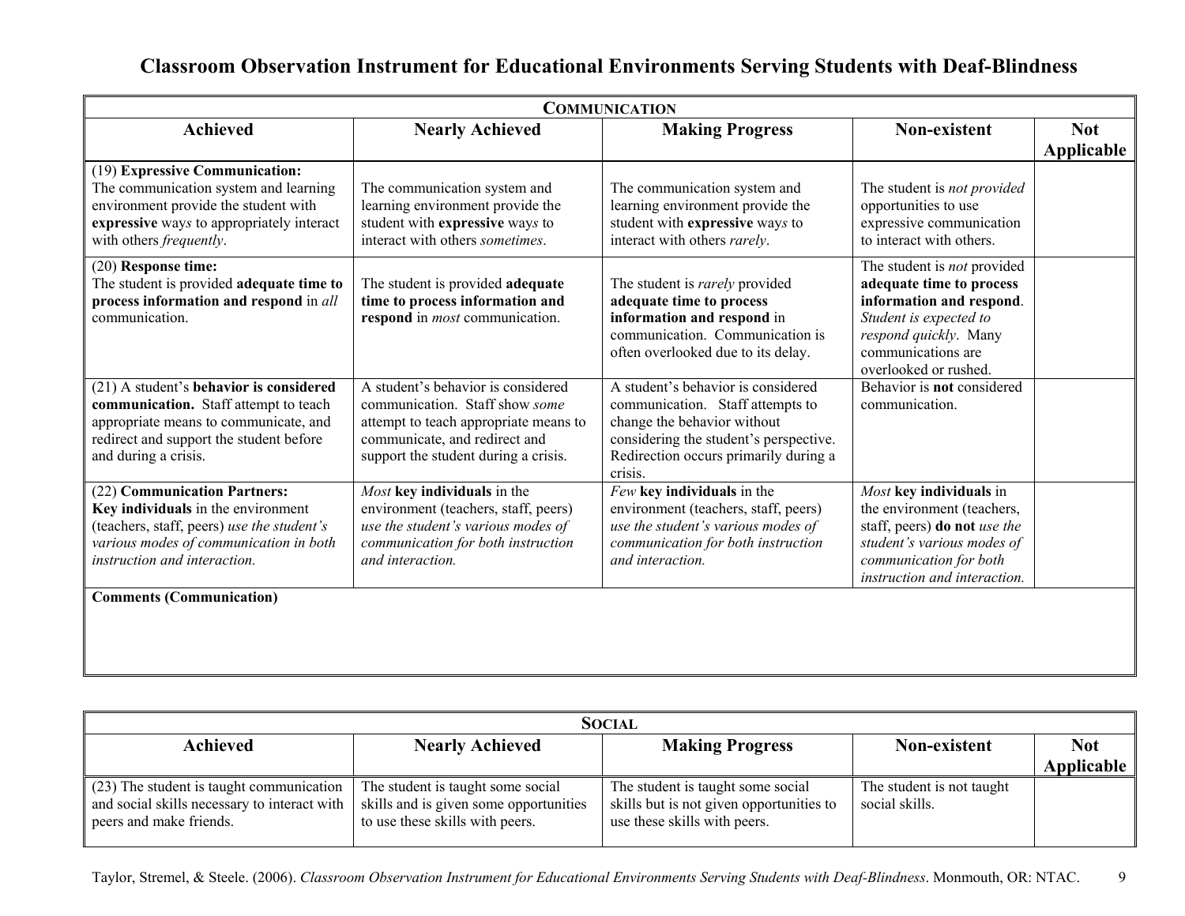# Classroom Observation Instrument for Educational Environments Serving Students with Deaf-Blindness

| COMMUNICATION | | | | |
|---|---|---|---|---|
| **Achieved** | **Nearly Achieved** | **Making Progress** | **Non-existent** | **Not Applicable** |
| (19) **Expressive Communication:** The communication system and learning environment provide the student with **expressive** way*s* to appropriately interact with others *frequently*. | The communication system and learning environment provide the student with **expressive** way*s* to interact with others *sometimes*. | The communication system and learning environment provide the student with **expressive** way*s* to interact with others *rarely*. | The student is *not provided* opportunities to use expressive communication to interact with others. | |
| (20) **Response time:** The student is provided **adequate time to process information and respond** in *all* communication. | The student is provided **adequate time to process information and respond** in *most* communication. | The student is *rarely* provided **adequate time to process information and respond** in communication. Communication is often overlooked due to its delay. | The student is *not* provided **adequate time to process information and respond**. *Student is expected to respond quickly*. Many communications are overlooked or rushed. | |
| (21) A student's **behavior is considered communication.** Staff attempt to teach appropriate means to communicate, and redirect and support the student before and during a crisis. | A student's behavior is considered communication. Staff show *some* attempt to teach appropriate means to communicate, and redirect and support the student during a crisis. | A student's behavior is considered communication. Staff attempts to change the behavior without considering the student's perspective. Redirection occurs primarily during a crisis. | Behavior is **not** considered communication. | |
| (22) **Communication Partners:** **Key individuals** in the environment (teachers, staff, peers) *use the student's various modes of communication in both instruction and interaction.* | *Most* **key individuals** in the environment (teachers, staff, peers) *use the student's various modes of communication for both instruction and interaction.* | *Few* **key individuals** in the environment (teachers, staff, peers) *use the student's various modes of communication for both instruction and interaction.* | *Most* **key individuals** in the environment (teachers, staff, peers) **do not** *use the student's various modes of communication for both instruction and interaction.* | |
| **Comments (Communication)** | | | | |

| SOCIAL | | | | |
|---|---|---|---|---|
| **Achieved** | **Nearly Achieved** | **Making Progress** | **Non-existent** | **Not Applicable** |
| (23) The student is taught communication and social skills necessary to interact with peers and make friends. | The student is taught some social skills and is given some opportunities to use these skills with peers. | The student is taught some social skills but is not given opportunities to use these skills with peers. | The student is not taught social skills. | |

Taylor, Stremel, & Steele. (2006). *Classroom Observation Instrument for Educational Environments Serving Students with Deaf-Blindness*. Monmouth, OR: NTAC.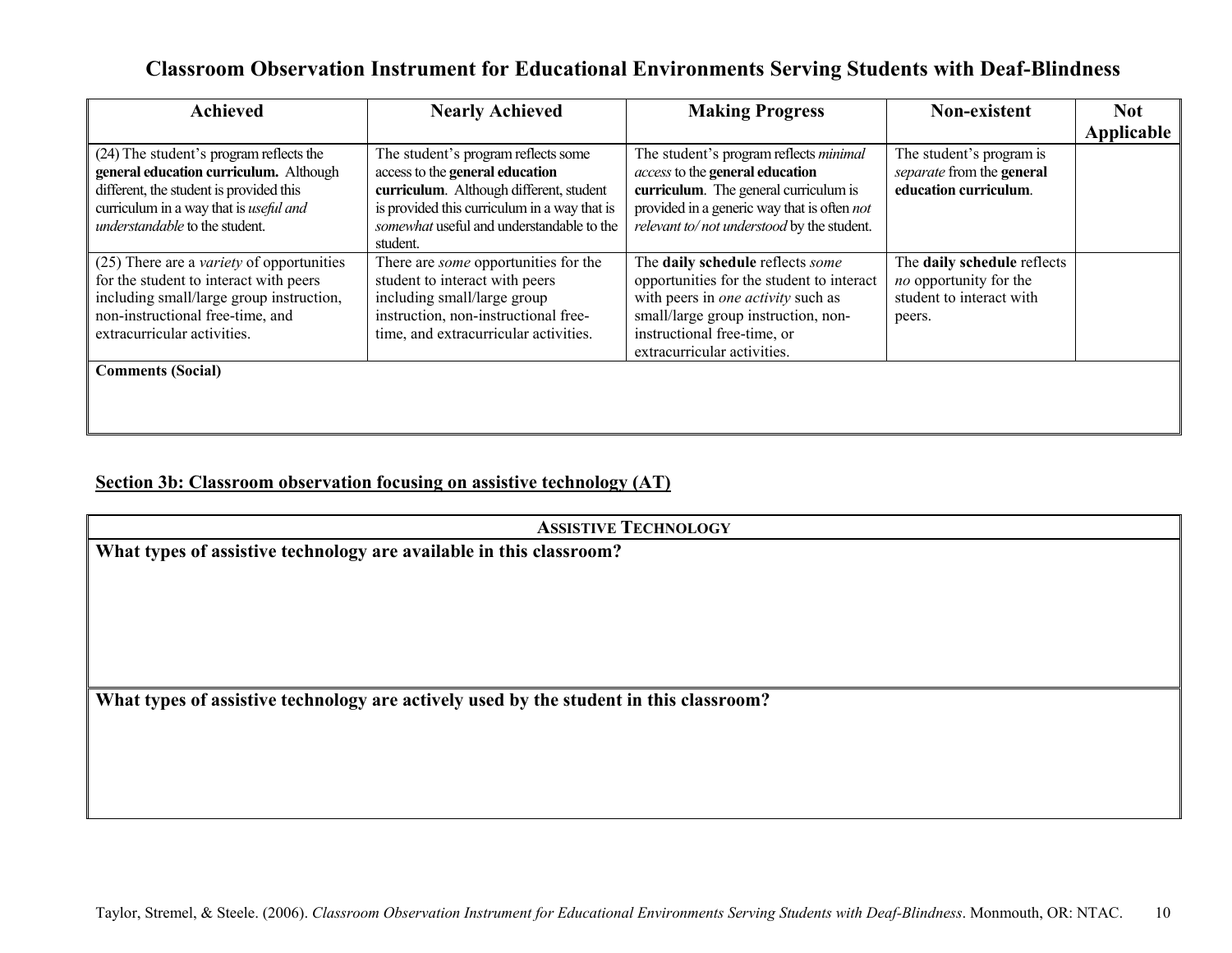# Classroom Observation Instrument for Educational Environments Serving Students with Deaf-Blindness

| Achieved | Nearly Achieved | Making Progress | Non-existent | Not Applicable |
|---|---|---|---|---|
| (24) The student's program reflects the **general education curriculum.** Although different, the student is provided this curriculum in a way that is *useful and understandable* to the student. | The student's program reflects some access to the **general education curriculum**. Although different, student is provided this curriculum in a way that is *somewhat* useful and understandable to the student. | The student's program reflects *minimal access* to the **general education curriculum**. The general curriculum is provided in a generic way that is often *not relevant to/ not understood* by the student. | The student's program is *separate* from the **general education curriculum**. | |
| (25) There are a *variety* of opportunities for the student to interact with peers including small/large group instruction, non-instructional free-time, and extracurricular activities. | There are *some* opportunities for the student to interact with peers including small/large group instruction, non-instructional free-time, and extracurricular activities. | The **daily schedule** reflects *some* opportunities for the student to interact with peers in *one activity* such as small/large group instruction, non-instructional free-time, or extracurricular activities. | The **daily schedule** reflects *no* opportunity for the student to interact with peers. | |
| **Comments (Social)** | | | | |

## Section 3b: Classroom observation focusing on assistive technology (AT)

| ASSISTIVE TECHNOLOGY |
|---|
| **What types of assistive technology are available in this classroom?** |
| **What types of assistive technology are actively used by the student in this classroom?** |

Taylor, Stremel, & Steele. (2006). *Classroom Observation Instrument for Educational Environments Serving Students with Deaf-Blindness*. Monmouth, OR: NTAC.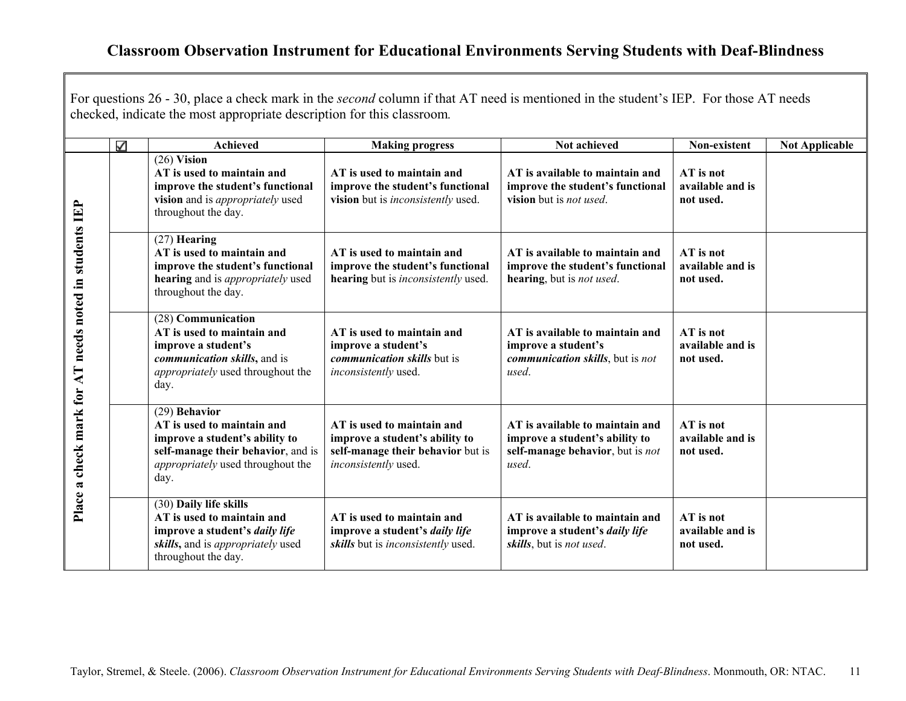# Classroom Observation Instrument for Educational Environments Serving Students with Deaf-Blindness

For questions 26 - 30, place a check mark in the *second* column if that AT need is mentioned in the student's IEP. For those AT needs checked, indicate the most appropriate description for this classroom.

| | ☑ | Achieved | Making progress | Not achieved | Non-existent | Not Applicable |
|---|---|---|---|---|---|---|
| **Place a check mark for AT needs noted in students IEP** | | (26) **Vision** **AT is used to maintain and improve the student's functional vision** and is *appropriately* used throughout the day. | **AT is used to maintain and improve the student's functional vision** but is *inconsistently* used. | **AT is available to maintain and improve the student's functional vision** but is *not used*. | **AT is not available and is not used.** | |
| | | (27) **Hearing** **AT is used to maintain and improve the student's functional hearing** and is *appropriately* used throughout the day. | **AT is used to maintain and improve the student's functional hearing** but is *inconsistently* used. | **AT is available to maintain and improve the student's functional hearing**, but is *not used*. | **AT is not available and is not used.** | |
| | | (28) **Communication** **AT is used to maintain and improve a student's *communication skills*,** and is *appropriately* used throughout the day. | **AT is used to maintain and improve a student's *communication skills*** but is *inconsistently* used. | **AT is available to maintain and improve a student's *communication skills***, but is *not used*. | **AT is not available and is not used.** | |
| | | (29) **Behavior** **AT is used to maintain and improve a student's ability to self-manage their behavior**, and is *appropriately* used throughout the day. | **AT is used to maintain and improve a student's ability to self-manage their behavior** but is *inconsistently* used. | **AT is available to maintain and improve a student's ability to self-manage behavior**, but is *not used*. | **AT is not available and is not used.** | |
| | | (30) **Daily life skills** **AT is used to maintain and improve a student's *daily life skills*,** and is *appropriately* used throughout the day. | **AT is used to maintain and improve a student's *daily life skills*** but is *inconsistently* used. | **AT is available to maintain and improve a student's *daily life skills***, but is *not used*. | **AT is not available and is not used.** | |

Taylor, Stremel, & Steele. (2006). *Classroom Observation Instrument for Educational Environments Serving Students with Deaf-Blindness*. Monmouth, OR: NTAC.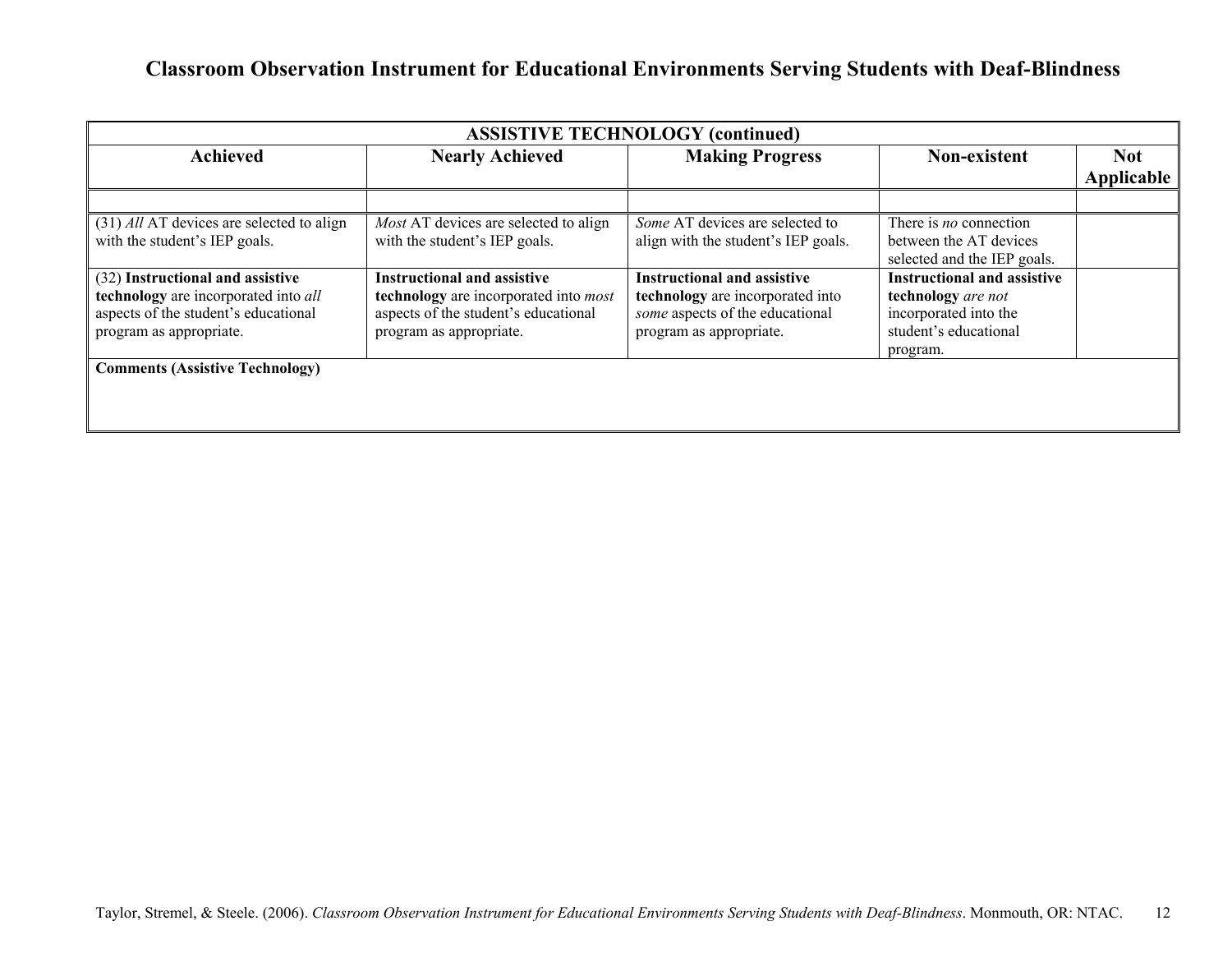# Classroom Observation Instrument for Educational Environments Serving Students with Deaf-Blindness

| ASSISTIVE TECHNOLOGY (continued) | | | | |
|---|---|---|---|---|
| **Achieved** | **Nearly Achieved** | **Making Progress** | **Non-existent** | **Not Applicable** |
| | | | | |
| (31) *All* AT devices are selected to align with the student's IEP goals. | *Most* AT devices are selected to align with the student's IEP goals. | *Some* AT devices are selected to align with the student's IEP goals. | There is *no* connection between the AT devices selected and the IEP goals. | |
| (32) **Instructional and assistive technology** are incorporated into *all* aspects of the student's educational program as appropriate. | **Instructional and assistive technology** are incorporated into *most* aspects of the student's educational program as appropriate. | **Instructional and assistive technology** are incorporated into *some* aspects of the educational program as appropriate. | **Instructional and assistive technology** *are not* incorporated into the student's educational program. | |
| **Comments (Assistive Technology)** | | | | |

Taylor, Stremel, & Steele. (2006). *Classroom Observation Instrument for Educational Environments Serving Students with Deaf-Blindness*. Monmouth, OR: NTAC.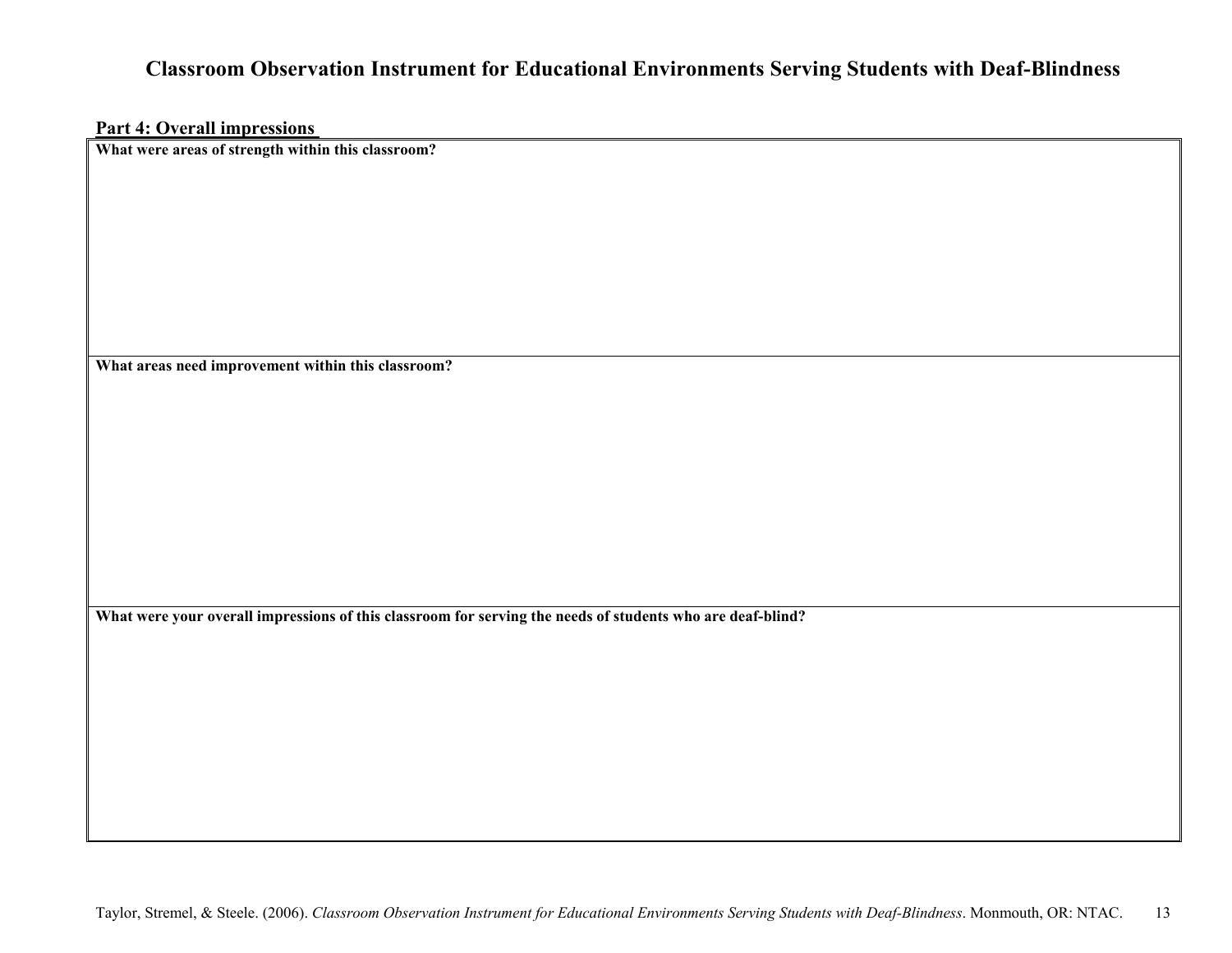# Classroom Observation Instrument for Educational Environments Serving Students with Deaf-Blindness

**Part 4: Overall impressions**

| What were areas of strength within this classroom? |
| --- |
| |
| **What areas need improvement within this classroom?** |
| |
| **What were your overall impressions of this classroom for serving the needs of students who are deaf-blind?** |
| |

Taylor, Stremel, & Steele. (2006). *Classroom Observation Instrument for Educational Environments Serving Students with Deaf-Blindness*. Monmouth, OR: NTAC.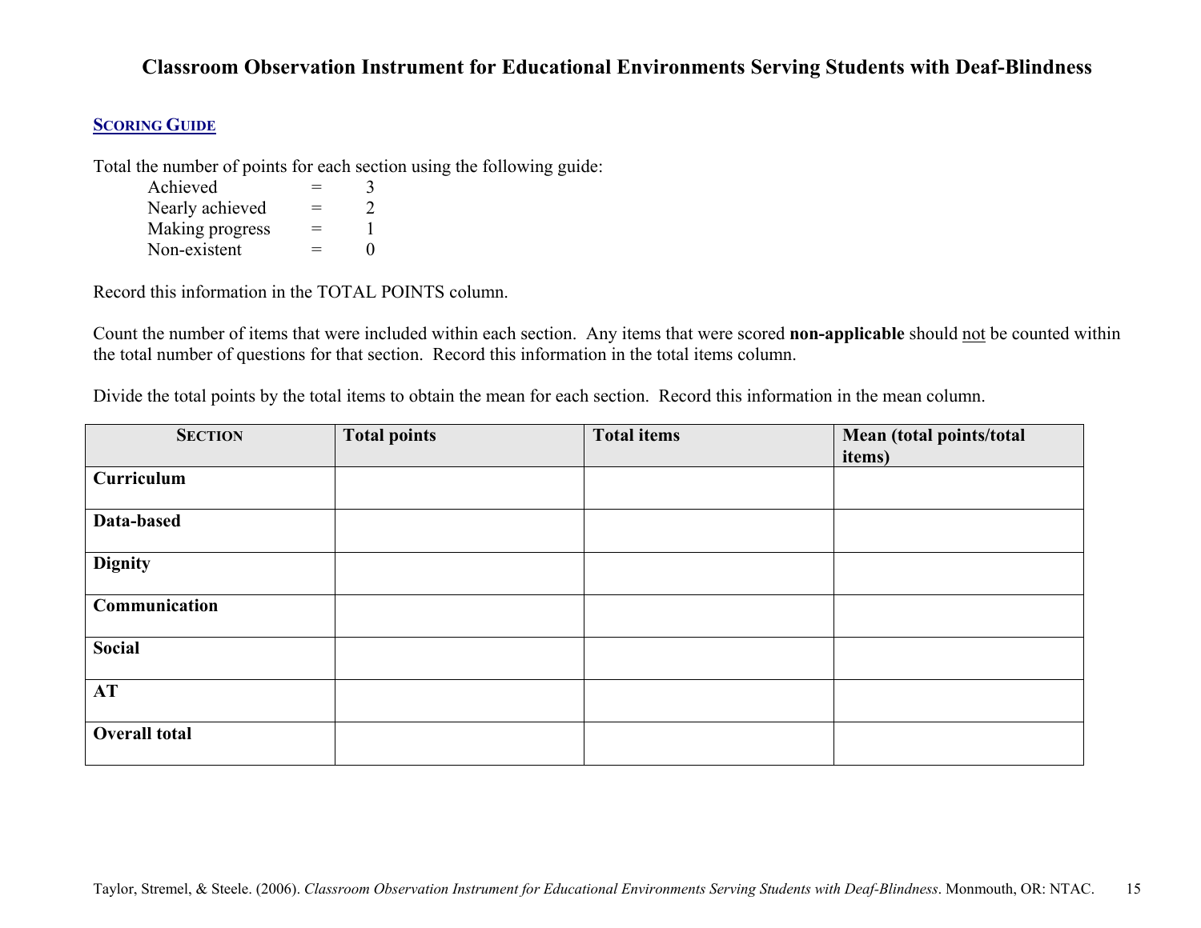# Classroom Observation Instrument for Educational Environments Serving Students with Deaf-Blindness

## SCORING GUIDE

Total the number of points for each section using the following guide:

| | | |
|---|---|---|
| Achieved | = | 3 |
| Nearly achieved | = | 2 |
| Making progress | = | 1 |
| Non-existent | = | 0 |

Record this information in the TOTAL POINTS column.

Count the number of items that were included within each section. Any items that were scored **non-applicable** should not be counted within the total number of questions for that section. Record this information in the total items column.

Divide the total points by the total items to obtain the mean for each section. Record this information in the mean column.

| SECTION | Total points | Total items | Mean (total points/total items) |
|---|---|---|---|
| **Curriculum** | | | |
| **Data-based** | | | |
| **Dignity** | | | |
| **Communication** | | | |
| **Social** | | | |
| **AT** | | | |
| **Overall total** | | | |

Taylor, Stremel, & Steele. (2006). *Classroom Observation Instrument for Educational Environments Serving Students with Deaf-Blindness*. Monmouth, OR: NTAC.